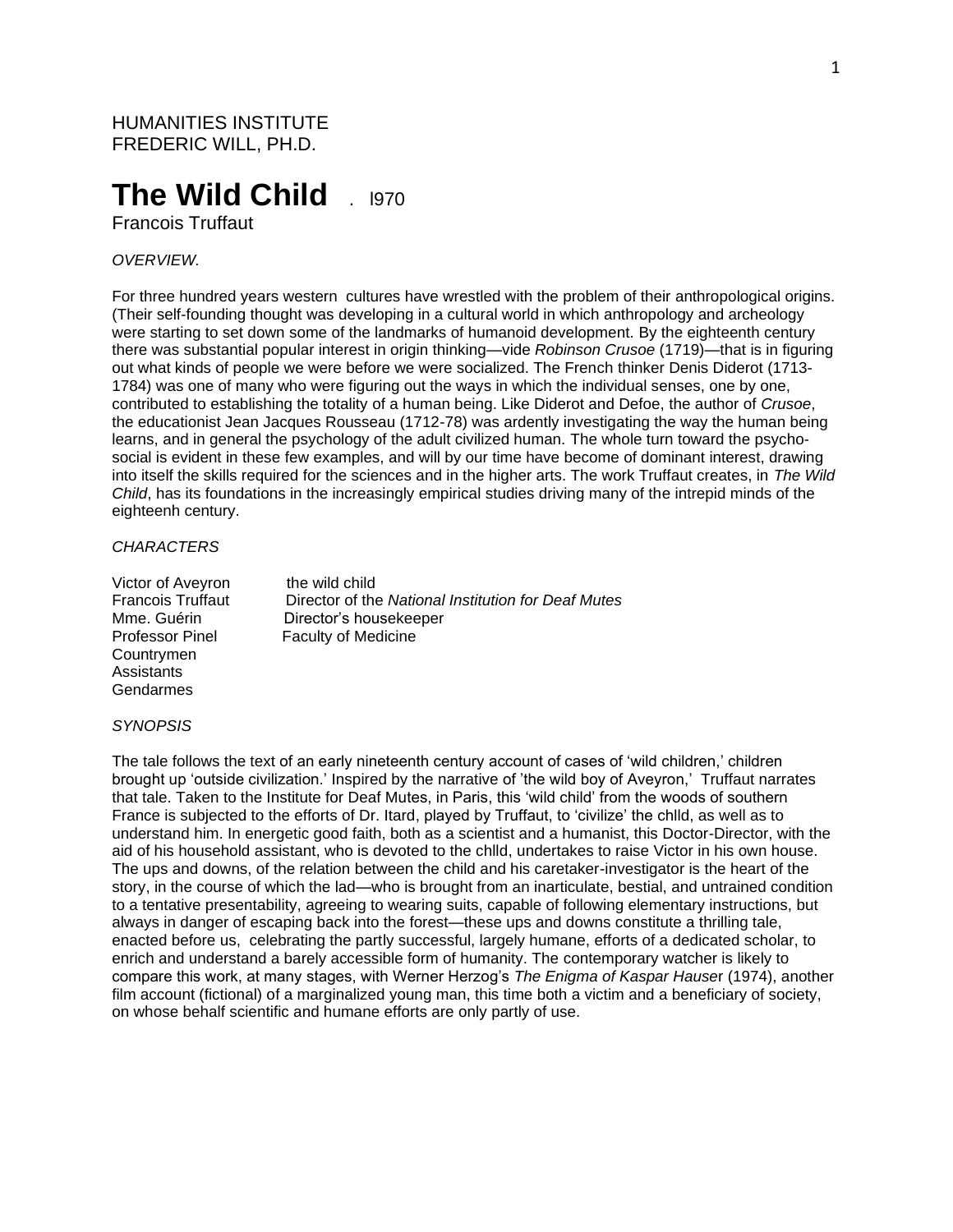HUMANITIES INSTITUTE
FREDERIC WILL, PH.D.

# The Wild Child . I970

Francois Truffaut

*OVERVIEW.*

For three hundred years western cultures have wrestled with the problem of their anthropological origins. (Their self-founding thought was developing in a cultural world in which anthropology and archeology were starting to set down some of the landmarks of humanoid development. By the eighteenth century there was substantial popular interest in origin thinking—vide *Robinson Crusoe* (1719)—that is in figuring out what kinds of people we were before we were socialized. The French thinker Denis Diderot (1713-1784) was one of many who were figuring out the ways in which the individual senses, one by one, contributed to establishing the totality of a human being. Like Diderot and Defoe, the author of *Crusoe*, the educationist Jean Jacques Rousseau (1712-78) was ardently investigating the way the human being learns, and in general the psychology of the adult civilized human. The whole turn toward the psycho-social is evident in these few examples, and will by our time have become of dominant interest, drawing into itself the skills required for the sciences and in the higher arts. The work Truffaut creates, in *The Wild Child*, has its foundations in the increasingly empirical studies driving many of the intrepid minds of the eighteenh century.

*CHARACTERS*

Victor of Aveyron the wild child
Francois Truffaut Director of the *National Institution for Deaf Mutes*
Mme. Guérin Director's housekeeper
Professor Pinel Faculty of Medicine
Countrymen
Assistants
Gendarmes

*SYNOPSIS*

The tale follows the text of an early nineteenth century account of cases of 'wild children,' children brought up 'outside civilization.' Inspired by the narrative of 'the wild boy of Aveyron,' Truffaut narrates that tale. Taken to the Institute for Deaf Mutes, in Paris, this 'wild child' from the woods of southern France is subjected to the efforts of Dr. Itard, played by Truffaut, to 'civilize' the chlld, as well as to understand him. In energetic good faith, both as a scientist and a humanist, this Doctor-Director, with the aid of his household assistant, who is devoted to the chlld, undertakes to raise Victor in his own house. The ups and downs, of the relation between the child and his caretaker-investigator is the heart of the story, in the course of which the lad—who is brought from an inarticulate, bestial, and untrained condition to a tentative presentability, agreeing to wearing suits, capable of following elementary instructions, but always in danger of escaping back into the forest—these ups and downs constitute a thrilling tale, enacted before us, celebrating the partly successful, largely humane, efforts of a dedicated scholar, to enrich and understand a barely accessible form of humanity. The contemporary watcher is likely to compare this work, at many stages, with Werner Herzog's *The Enigma of Kaspar Hauser* (1974), another film account (fictional) of a marginalized young man, this time both a victim and a beneficiary of society, on whose behalf scientific and humane efforts are only partly of use.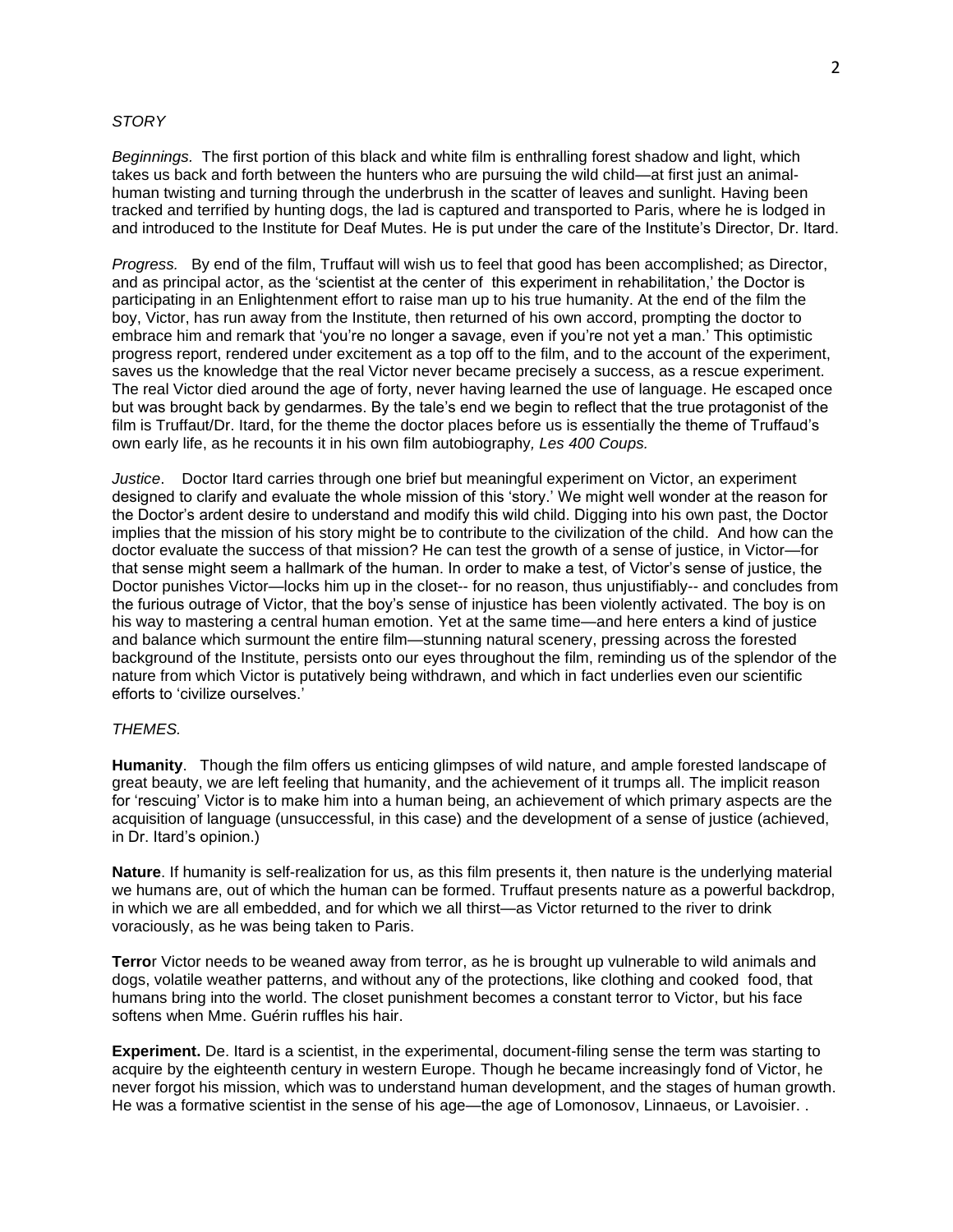*STORY*

*Beginnings.* The first portion of this black and white film is enthralling forest shadow and light, which takes us back and forth between the hunters who are pursuing the wild child—at first just an animal-human twisting and turning through the underbrush in the scatter of leaves and sunlight. Having been tracked and terrified by hunting dogs, the lad is captured and transported to Paris, where he is lodged in and introduced to the Institute for Deaf Mutes. He is put under the care of the Institute's Director, Dr. Itard.

*Progress.* By end of the film, Truffaut will wish us to feel that good has been accomplished; as Director, and as principal actor, as the 'scientist at the center of this experiment in rehabilitation,' the Doctor is participating in an Enlightenment effort to raise man up to his true humanity. At the end of the film the boy, Victor, has run away from the Institute, then returned of his own accord, prompting the doctor to embrace him and remark that 'you're no longer a savage, even if you're not yet a man.' This optimistic progress report, rendered under excitement as a top off to the film, and to the account of the experiment, saves us the knowledge that the real Victor never became precisely a success, as a rescue experiment. The real Victor died around the age of forty, never having learned the use of language. He escaped once but was brought back by gendarmes. By the tale's end we begin to reflect that the true protagonist of the film is Truffaut/Dr. Itard, for the theme the doctor places before us is essentially the theme of Truffaud's own early life, as he recounts it in his own film autobiography*, Les 400 Coups.*

*Justice*. Doctor Itard carries through one brief but meaningful experiment on Victor, an experiment designed to clarify and evaluate the whole mission of this 'story.' We might well wonder at the reason for the Doctor's ardent desire to understand and modify this wild child. Digging into his own past, the Doctor implies that the mission of his story might be to contribute to the civilization of the child. And how can the doctor evaluate the success of that mission? He can test the growth of a sense of justice, in Victor—for that sense might seem a hallmark of the human. In order to make a test, of Victor's sense of justice, the Doctor punishes Victor—locks him up in the closet-- for no reason, thus unjustifiably-- and concludes from the furious outrage of Victor, that the boy's sense of injustice has been violently activated. The boy is on his way to mastering a central human emotion. Yet at the same time—and here enters a kind of justice and balance which surmount the entire film—stunning natural scenery, pressing across the forested background of the Institute, persists onto our eyes throughout the film, reminding us of the splendor of the nature from which Victor is putatively being withdrawn, and which in fact underlies even our scientific efforts to 'civilize ourselves.'

*THEMES.*

**Humanity**. Though the film offers us enticing glimpses of wild nature, and ample forested landscape of great beauty, we are left feeling that humanity, and the achievement of it trumps all. The implicit reason for 'rescuing' Victor is to make him into a human being, an achievement of which primary aspects are the acquisition of language (unsuccessful, in this case) and the development of a sense of justice (achieved, in Dr. Itard's opinion.)

**Nature**. If humanity is self-realization for us, as this film presents it, then nature is the underlying material we humans are, out of which the human can be formed. Truffaut presents nature as a powerful backdrop, in which we are all embedded, and for which we all thirst—as Victor returned to the river to drink voraciously, as he was being taken to Paris.

**Terro**r Victor needs to be weaned away from terror, as he is brought up vulnerable to wild animals and dogs, volatile weather patterns, and without any of the protections, like clothing and cooked food, that humans bring into the world. The closet punishment becomes a constant terror to Victor, but his face softens when Mme. Guérin ruffles his hair.

**Experiment.** De. Itard is a scientist, in the experimental, document-filing sense the term was starting to acquire by the eighteenth century in western Europe. Though he became increasingly fond of Victor, he never forgot his mission, which was to understand human development, and the stages of human growth. He was a formative scientist in the sense of his age—the age of Lomonosov, Linnaeus, or Lavoisier. .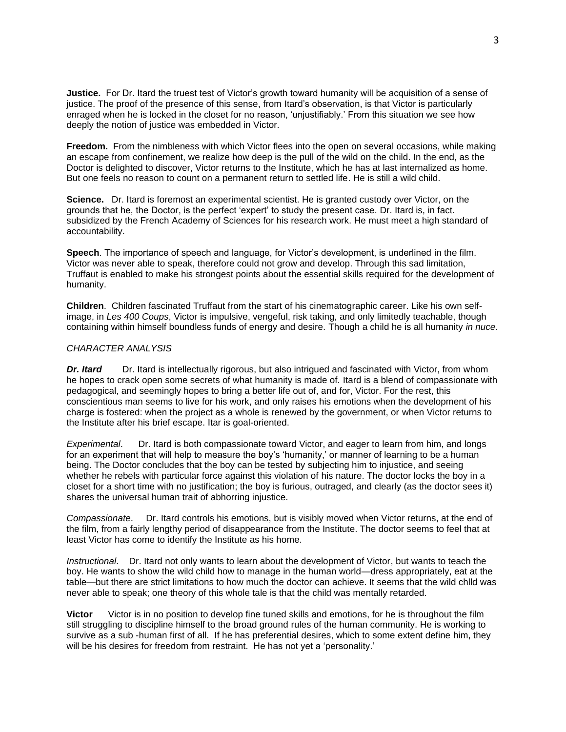**Justice.** For Dr. Itard the truest test of Victor's growth toward humanity will be acquisition of a sense of justice. The proof of the presence of this sense, from Itard's observation, is that Victor is particularly enraged when he is locked in the closet for no reason, 'unjustifiably.' From this situation we see how deeply the notion of justice was embedded in Victor.

**Freedom.** From the nimbleness with which Victor flees into the open on several occasions, while making an escape from confinement, we realize how deep is the pull of the wild on the child. In the end, as the Doctor is delighted to discover, Victor returns to the Institute, which he has at last internalized as home. But one feels no reason to count on a permanent return to settled life. He is still a wild child.

**Science.** Dr. Itard is foremost an experimental scientist. He is granted custody over Victor, on the grounds that he, the Doctor, is the perfect 'expert' to study the present case. Dr. Itard is, in fact. subsidized by the French Academy of Sciences for his research work. He must meet a high standard of accountability.

**Speech**. The importance of speech and language, for Victor's development, is underlined in the film. Victor was never able to speak, therefore could not grow and develop. Through this sad limitation, Truffaut is enabled to make his strongest points about the essential skills required for the development of humanity.

**Children**. Children fascinated Truffaut from the start of his cinematographic career. Like his own self-image, in *Les 400 Coups*, Victor is impulsive, vengeful, risk taking, and only limitedly teachable, though containing within himself boundless funds of energy and desire. Though a child he is all humanity *in nuce.*

*CHARACTER ANALYSIS*

***Dr. Itard*** Dr. Itard is intellectually rigorous, but also intrigued and fascinated with Victor, from whom he hopes to crack open some secrets of what humanity is made of. Itard is a blend of compassionate with pedagogical, and seemingly hopes to bring a better life out of, and for, Victor. For the rest, this conscientious man seems to live for his work, and only raises his emotions when the development of his charge is fostered: when the project as a whole is renewed by the government, or when Victor returns to the Institute after his brief escape. Itar is goal-oriented.

*Experimental*. Dr. Itard is both compassionate toward Victor, and eager to learn from him, and longs for an experiment that will help to measure the boy's 'humanity,' or manner of learning to be a human being. The Doctor concludes that the boy can be tested by subjecting him to injustice, and seeing whether he rebels with particular force against this violation of his nature. The doctor locks the boy in a closet for a short time with no justification; the boy is furious, outraged, and clearly (as the doctor sees it) shares the universal human trait of abhorring injustice.

*Compassionate*. Dr. Itard controls his emotions, but is visibly moved when Victor returns, at the end of the film, from a fairly lengthy period of disappearance from the Institute. The doctor seems to feel that at least Victor has come to identify the Institute as his home.

*Instructional*. Dr. Itard not only wants to learn about the development of Victor, but wants to teach the boy. He wants to show the wild child how to manage in the human world—dress appropriately, eat at the table—but there are strict limitations to how much the doctor can achieve. It seems that the wild chlld was never able to speak; one theory of this whole tale is that the child was mentally retarded.

**Victor** Victor is in no position to develop fine tuned skills and emotions, for he is throughout the film still struggling to discipline himself to the broad ground rules of the human community. He is working to survive as a sub -human first of all. If he has preferential desires, which to some extent define him, they will be his desires for freedom from restraint. He has not yet a 'personality.'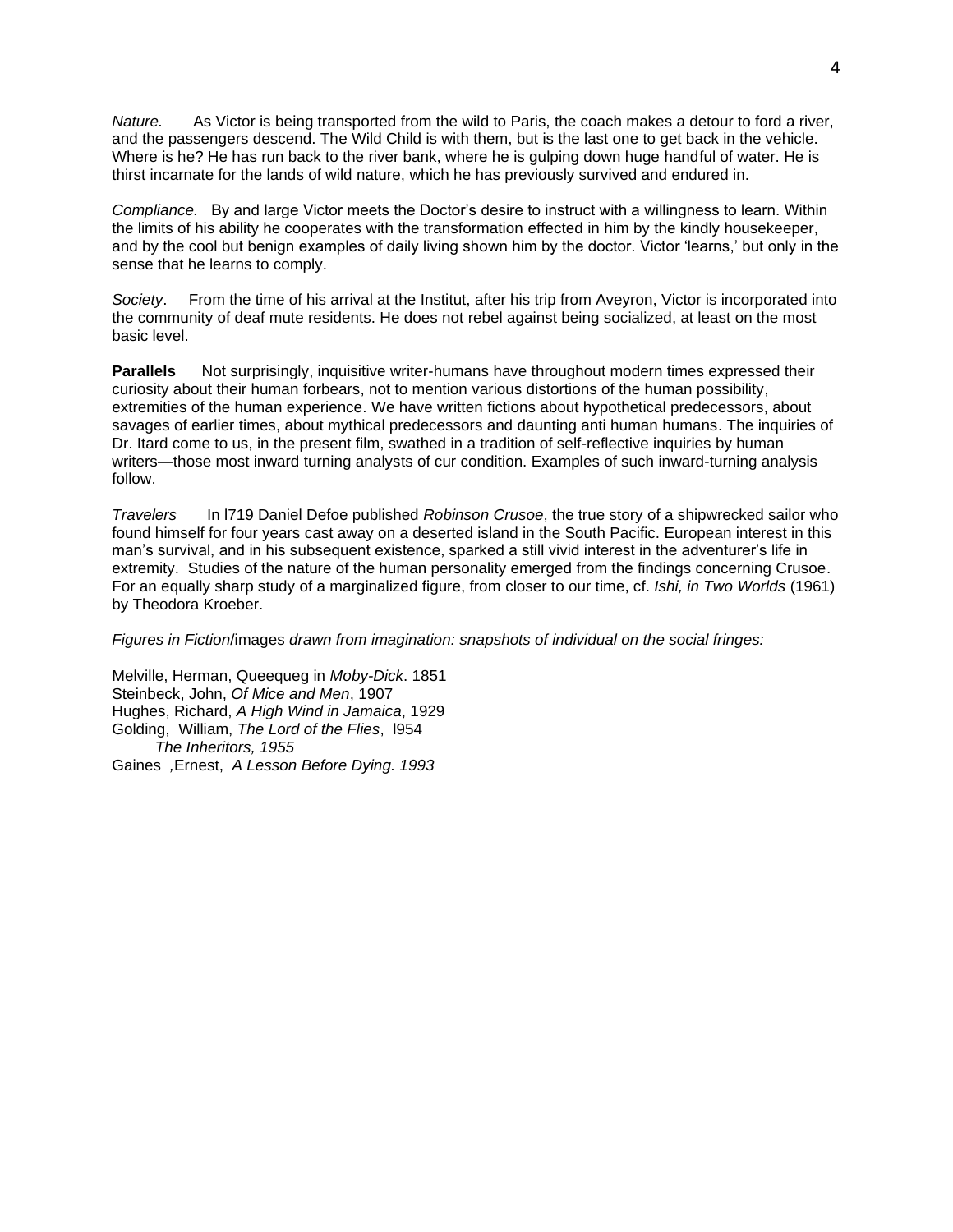*Nature.* As Victor is being transported from the wild to Paris, the coach makes a detour to ford a river, and the passengers descend. The Wild Child is with them, but is the last one to get back in the vehicle. Where is he? He has run back to the river bank, where he is gulping down huge handful of water. He is thirst incarnate for the lands of wild nature, which he has previously survived and endured in.

*Compliance.* By and large Victor meets the Doctor's desire to instruct with a willingness to learn. Within the limits of his ability he cooperates with the transformation effected in him by the kindly housekeeper, and by the cool but benign examples of daily living shown him by the doctor. Victor 'learns,' but only in the sense that he learns to comply.

*Society*. From the time of his arrival at the Institut, after his trip from Aveyron, Victor is incorporated into the community of deaf mute residents. He does not rebel against being socialized, at least on the most basic level.

**Parallels** Not surprisingly, inquisitive writer-humans have throughout modern times expressed their curiosity about their human forbears, not to mention various distortions of the human possibility, extremities of the human experience. We have written fictions about hypothetical predecessors, about savages of earlier times, about mythical predecessors and daunting anti human humans. The inquiries of Dr. Itard come to us, in the present film, swathed in a tradition of self-reflective inquiries by human writers—those most inward turning analysts of cur condition. Examples of such inward-turning analysis follow.

*Travelers* In l719 Daniel Defoe published *Robinson Crusoe*, the true story of a shipwrecked sailor who found himself for four years cast away on a deserted island in the South Pacific. European interest in this man's survival, and in his subsequent existence, sparked a still vivid interest in the adventurer's life in extremity. Studies of the nature of the human personality emerged from the findings concerning Crusoe. For an equally sharp study of a marginalized figure, from closer to our time, cf. *Ishi, in Two Worlds* (1961) by Theodora Kroeber.

*Figures in Fiction*/images *drawn from imagination: snapshots of individual on the social fringes:*

Melville, Herman, Queequeg in *Moby-Dick*. 1851
Steinbeck, John, *Of Mice and Men*, 1907
Hughes, Richard, *A High Wind in Jamaica*, 1929
Golding, William, *The Lord of the Flies*, l954
*The Inheritors, 1955*
Gaines ,Ernest, *A Lesson Before Dying. 1993*